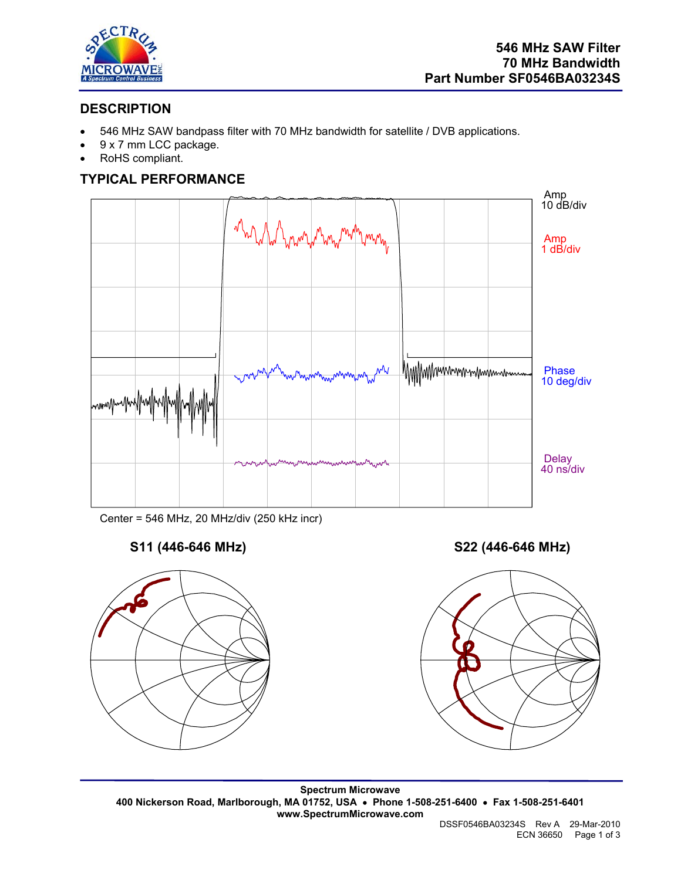# 546 MHz SAW Filter
# 70 MHz Bandwidth
# Part Number SF0546BA03234S

## DESCRIPTION

- 546 MHz SAW bandpass filter with 70 MHz bandwidth for satellite / DVB applications.
- 9 x 7 mm LCC package.
- RoHS compliant.

## TYPICAL PERFORMANCE

Amp
10 dB/div

Amp
1 dB/div

Phase
10 deg/div

Delay
40 ns/div

Center = 546 MHz, 20 MHz/div (250 kHz incr)

**S11 (446-646 MHz)**

**S22 (446-646 MHz)**

**Spectrum Microwave**
**400 Nickerson Road, Marlborough, MA 01752, USA • Phone 1-508-251-6400 • Fax 1-508-251-6401**
**www.SpectrumMicrowave.com**

DSSF0546BA03234S Rev A 29-Mar-2010
ECN 36650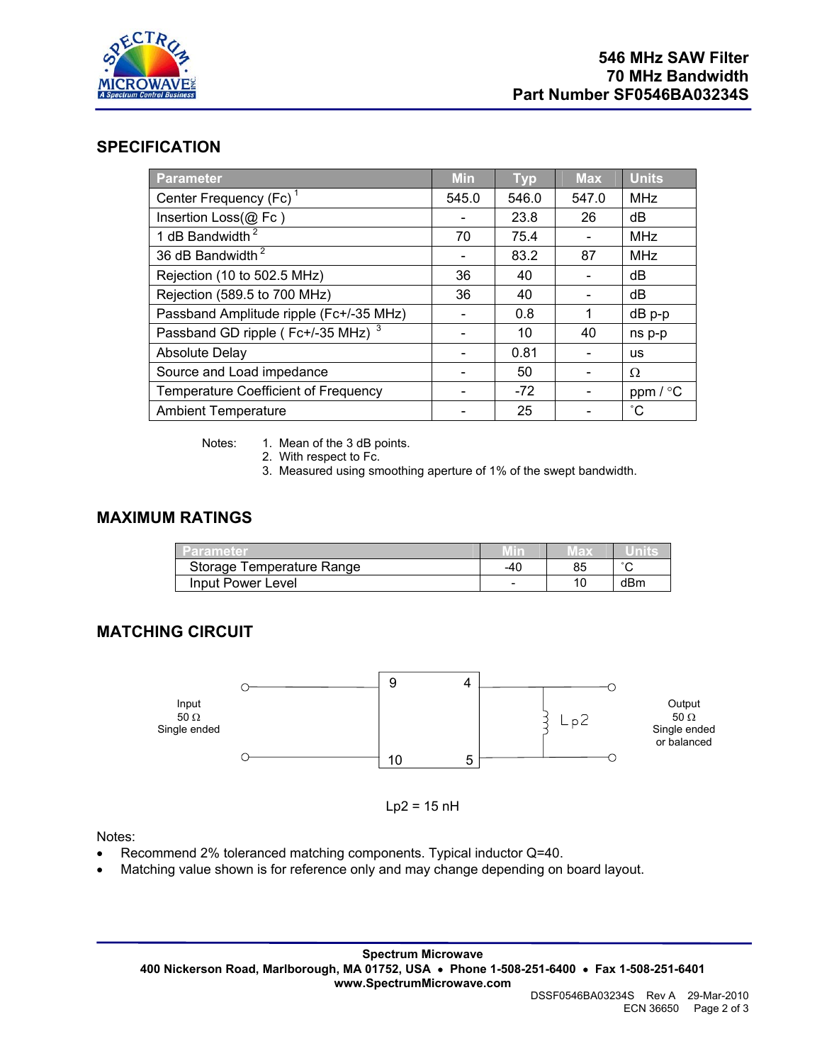# 546 MHz SAW Filter
# 70 MHz Bandwidth
# Part Number SF0546BA03234S

## SPECIFICATION

| Parameter | Min | Typ | Max | Units |
|---|---|---|---|---|
| Center Frequency (Fc) [1] | 545.0 | 546.0 | 547.0 | MHz |
| Insertion Loss(@ Fc ) | - | 23.8 | 26 | dB |
| 1 dB Bandwidth [2] | 70 | 75.4 | - | MHz |
| 36 dB Bandwidth [2] | - | 83.2 | 87 | MHz |
| Rejection (10 to 502.5 MHz) | 36 | 40 | - | dB |
| Rejection (589.5 to 700 MHz) | 36 | 40 | - | dB |
| Passband Amplitude ripple (Fc+/-35 MHz) | - | 0.8 | 1 | dB p-p |
| Passband GD ripple ( Fc+/-35 MHz) [3] | - | 10 | 40 | ns p-p |
| Absolute Delay | - | 0.81 | - | us |
| Source and Load impedance | - | 50 | - | Ω |
| Temperature Coefficient of Frequency | - | -72 | - | ppm / °C |
| Ambient Temperature | - | 25 | - | ˚C |

Notes:
1. Mean of the 3 dB points.
2. With respect to Fc.
3. Measured using smoothing aperture of 1% of the swept bandwidth.

## MAXIMUM RATINGS

| Parameter | Min | Max | Units |
|---|---|---|---|
| Storage Temperature Range | -40 | 85 | ˚C |
| Input Power Level | - | 10 | dBm |

## MATCHING CIRCUIT

Input 50 Ω Single ended — pins 9, 10 | pins 4, 5 — Lp2 — Output 50 Ω Single ended or balanced

Lp2 = 15 nH

Notes:

- Recommend 2% toleranced matching components. Typical inductor Q=40.
- Matching value shown is for reference only and may change depending on board layout.

**Spectrum Microwave**
**400 Nickerson Road, Marlborough, MA 01752, USA • Phone 1-508-251-6400 • Fax 1-508-251-6401**
**www.SpectrumMicrowave.com**

DSSF0546BA03234S Rev A 29-Mar-2010
ECN 36650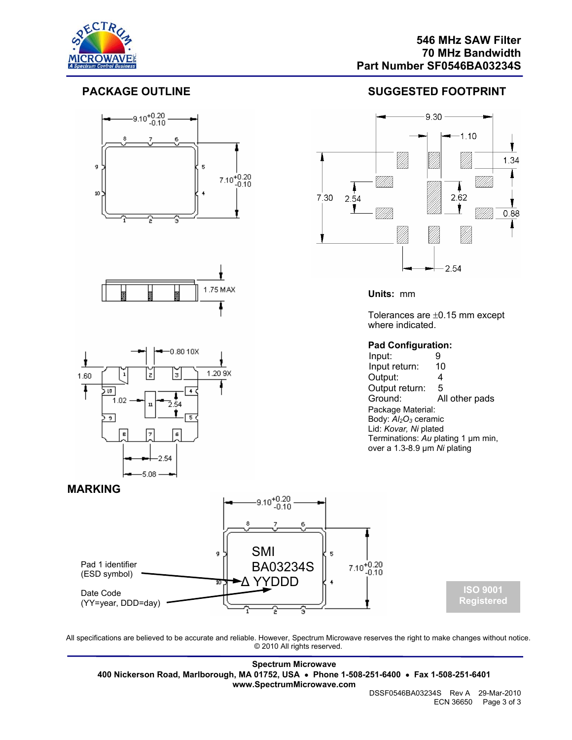# 546 MHz SAW Filter
# 70 MHz Bandwidth
# Part Number SF0546BA03234S

## PACKAGE OUTLINE

9.10 $^{+0.20}_{-0.10}$

7.10 $^{+0.20}_{-0.10}$

1.75 MAX

0.80 10X

1.60

1.20 9X

1.02

2.54

2.54

5.08

## SUGGESTED FOOTPRINT

9.30

1.10

1.34

7.30

2.54

2.62

0.88

2.54

**Units:** mm

Tolerances are ±0.15 mm except where indicated.

**Pad Configuration:**

| | |
|---|---|
| Input: | 9 |
| Input return: | 10 |
| Output: | 4 |
| Output return: | 5 |
| Ground: | All other pads |

Package Material:
Body: *$Al_2O_3$* ceramic
Lid: *Kovar, Ni* plated
Terminations: *Au* plating 1 µm min, over a 1.3-8.9 µm *Ni* plating

## MARKING

9.10 $^{+0.20}_{-0.10}$

7.10 $^{+0.20}_{-0.10}$

SMI
BA03234S
Δ YYDDD

Pad 1 identifier
(ESD symbol)

Date Code
(YY=year, DDD=day)

ISO 9001 Registered

All specifications are believed to be accurate and reliable. However, Spectrum Microwave reserves the right to make changes without notice.
© 2010 All rights reserved.

**Spectrum Microwave**
**400 Nickerson Road, Marlborough, MA 01752, USA • Phone 1-508-251-6400 • Fax 1-508-251-6401**
**www.SpectrumMicrowave.com**

DSSF0546BA03234S Rev A 29-Mar-2010
ECN 36650